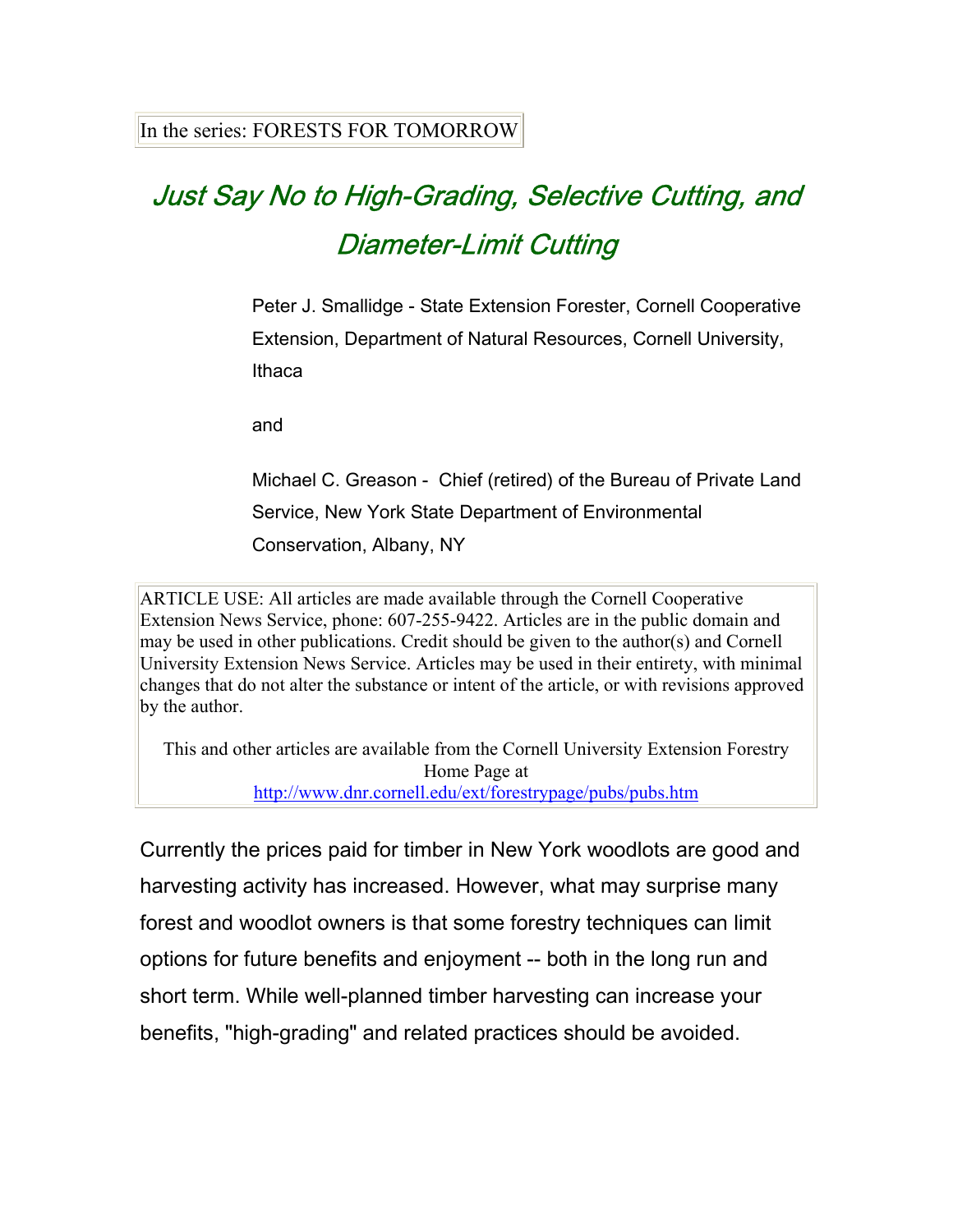In the series: FORESTS FOR TOMORROW

# *Just Say No to High-Grading, Selective Cutting, and Diameter-Limit Cutting*

Peter J. Smallidge - State Extension Forester, Cornell Cooperative Extension, Department of Natural Resources, Cornell University, Ithaca

and

Michael C. Greason - Chief (retired) of the Bureau of Private Land Service, New York State Department of Environmental Conservation, Albany, NY

ARTICLE USE: All articles are made available through the Cornell Cooperative Extension News Service, phone: 607-255-9422. Articles are in the public domain and may be used in other publications. Credit should be given to the author(s) and Cornell University Extension News Service. Articles may be used in their entirety, with minimal changes that do not alter the substance or intent of the article, or with revisions approved by the author.

This and other articles are available from the Cornell University Extension Forestry Home Page at http://www.dnr.cornell.edu/ext/forestrypage/pubs/pubs.htm

Currently the prices paid for timber in New York woodlots are good and harvesting activity has increased. However, what may surprise many forest and woodlot owners is that some forestry techniques can limit options for future benefits and enjoyment -- both in the long run and short term. While well-planned timber harvesting can increase your benefits, "high-grading" and related practices should be avoided.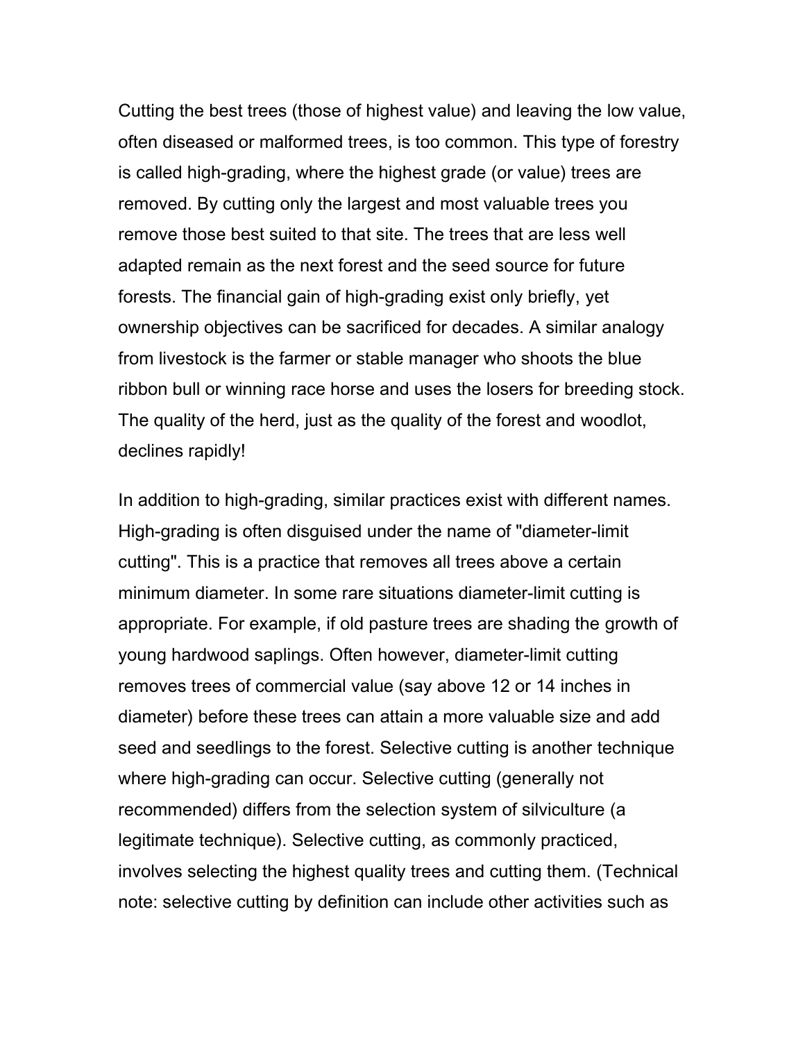Cutting the best trees (those of highest value) and leaving the low value, often diseased or malformed trees, is too common. This type of forestry is called high-grading, where the highest grade (or value) trees are removed. By cutting only the largest and most valuable trees you remove those best suited to that site. The trees that are less well adapted remain as the next forest and the seed source for future forests. The financial gain of high-grading exist only briefly, yet ownership objectives can be sacrificed for decades. A similar analogy from livestock is the farmer or stable manager who shoots the blue ribbon bull or winning race horse and uses the losers for breeding stock. The quality of the herd, just as the quality of the forest and woodlot, declines rapidly!

In addition to high-grading, similar practices exist with different names. High-grading is often disguised under the name of "diameter-limit cutting". This is a practice that removes all trees above a certain minimum diameter. In some rare situations diameter-limit cutting is appropriate. For example, if old pasture trees are shading the growth of young hardwood saplings. Often however, diameter-limit cutting removes trees of commercial value (say above 12 or 14 inches in diameter) before these trees can attain a more valuable size and add seed and seedlings to the forest. Selective cutting is another technique where high-grading can occur. Selective cutting (generally not recommended) differs from the selection system of silviculture (a legitimate technique). Selective cutting, as commonly practiced, involves selecting the highest quality trees and cutting them. (Technical note: selective cutting by definition can include other activities such as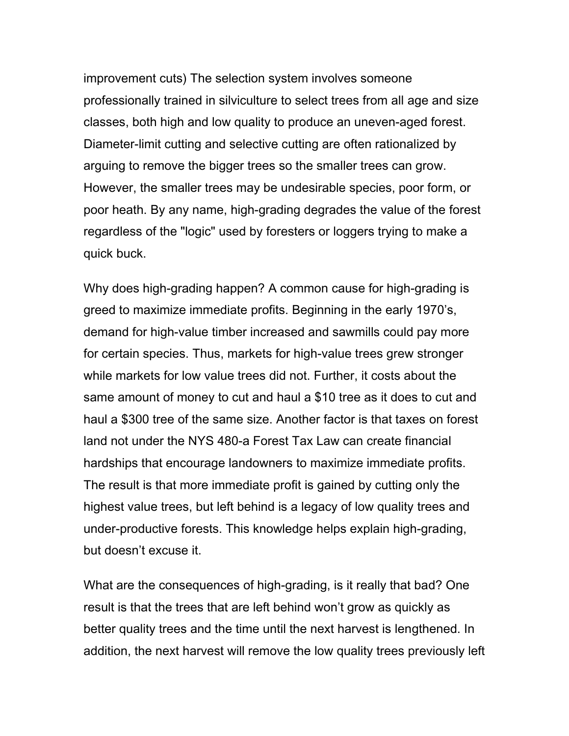improvement cuts) The selection system involves someone professionally trained in silviculture to select trees from all age and size classes, both high and low quality to produce an uneven-aged forest. Diameter-limit cutting and selective cutting are often rationalized by arguing to remove the bigger trees so the smaller trees can grow. However, the smaller trees may be undesirable species, poor form, or poor heath. By any name, high-grading degrades the value of the forest regardless of the "logic" used by foresters or loggers trying to make a quick buck.

Why does high-grading happen? A common cause for high-grading is greed to maximize immediate profits. Beginning in the early 1970's, demand for high-value timber increased and sawmills could pay more for certain species. Thus, markets for high-value trees grew stronger while markets for low value trees did not. Further, it costs about the same amount of money to cut and haul a $10 tree as it does to cut and haul a $300 tree of the same size. Another factor is that taxes on forest land not under the NYS 480-a Forest Tax Law can create financial hardships that encourage landowners to maximize immediate profits. The result is that more immediate profit is gained by cutting only the highest value trees, but left behind is a legacy of low quality trees and under-productive forests. This knowledge helps explain high-grading, but doesn't excuse it.

What are the consequences of high-grading, is it really that bad? One result is that the trees that are left behind won't grow as quickly as better quality trees and the time until the next harvest is lengthened. In addition, the next harvest will remove the low quality trees previously left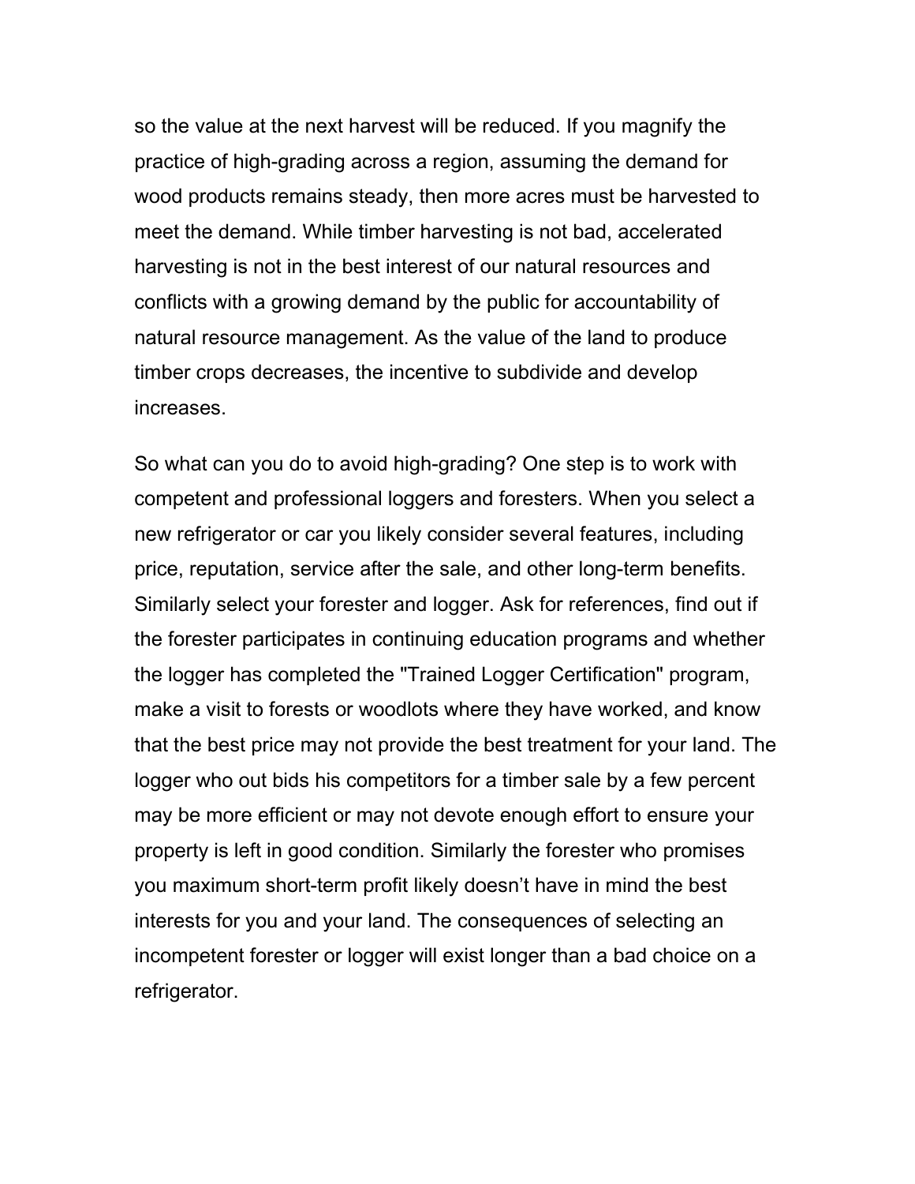so the value at the next harvest will be reduced. If you magnify the practice of high-grading across a region, assuming the demand for wood products remains steady, then more acres must be harvested to meet the demand. While timber harvesting is not bad, accelerated harvesting is not in the best interest of our natural resources and conflicts with a growing demand by the public for accountability of natural resource management. As the value of the land to produce timber crops decreases, the incentive to subdivide and develop increases.

So what can you do to avoid high-grading? One step is to work with competent and professional loggers and foresters. When you select a new refrigerator or car you likely consider several features, including price, reputation, service after the sale, and other long-term benefits. Similarly select your forester and logger. Ask for references, find out if the forester participates in continuing education programs and whether the logger has completed the "Trained Logger Certification" program, make a visit to forests or woodlots where they have worked, and know that the best price may not provide the best treatment for your land. The logger who out bids his competitors for a timber sale by a few percent may be more efficient or may not devote enough effort to ensure your property is left in good condition. Similarly the forester who promises you maximum short-term profit likely doesn't have in mind the best interests for you and your land. The consequences of selecting an incompetent forester or logger will exist longer than a bad choice on a refrigerator.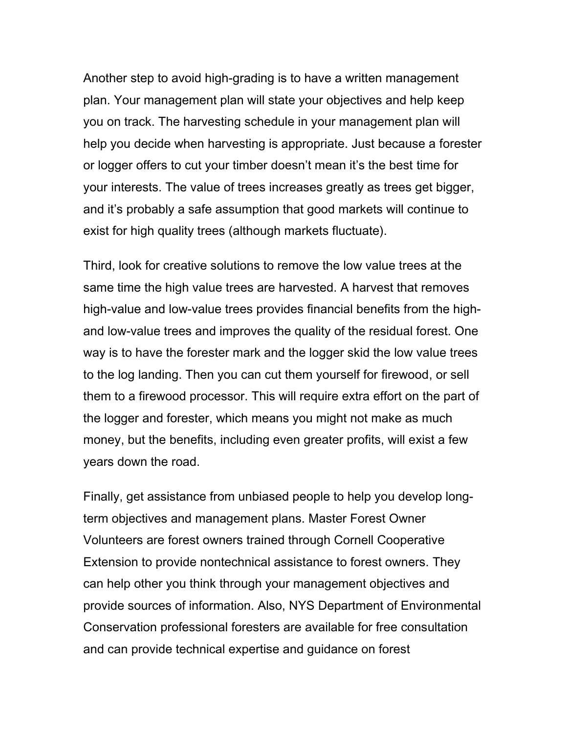Another step to avoid high-grading is to have a written management plan. Your management plan will state your objectives and help keep you on track. The harvesting schedule in your management plan will help you decide when harvesting is appropriate. Just because a forester or logger offers to cut your timber doesn't mean it's the best time for your interests. The value of trees increases greatly as trees get bigger, and it's probably a safe assumption that good markets will continue to exist for high quality trees (although markets fluctuate).

Third, look for creative solutions to remove the low value trees at the same time the high value trees are harvested. A harvest that removes high-value and low-value trees provides financial benefits from the high- and low-value trees and improves the quality of the residual forest. One way is to have the forester mark and the logger skid the low value trees to the log landing. Then you can cut them yourself for firewood, or sell them to a firewood processor. This will require extra effort on the part of the logger and forester, which means you might not make as much money, but the benefits, including even greater profits, will exist a few years down the road.

Finally, get assistance from unbiased people to help you develop long-term objectives and management plans. Master Forest Owner Volunteers are forest owners trained through Cornell Cooperative Extension to provide nontechnical assistance to forest owners. They can help other you think through your management objectives and provide sources of information. Also, NYS Department of Environmental Conservation professional foresters are available for free consultation and can provide technical expertise and guidance on forest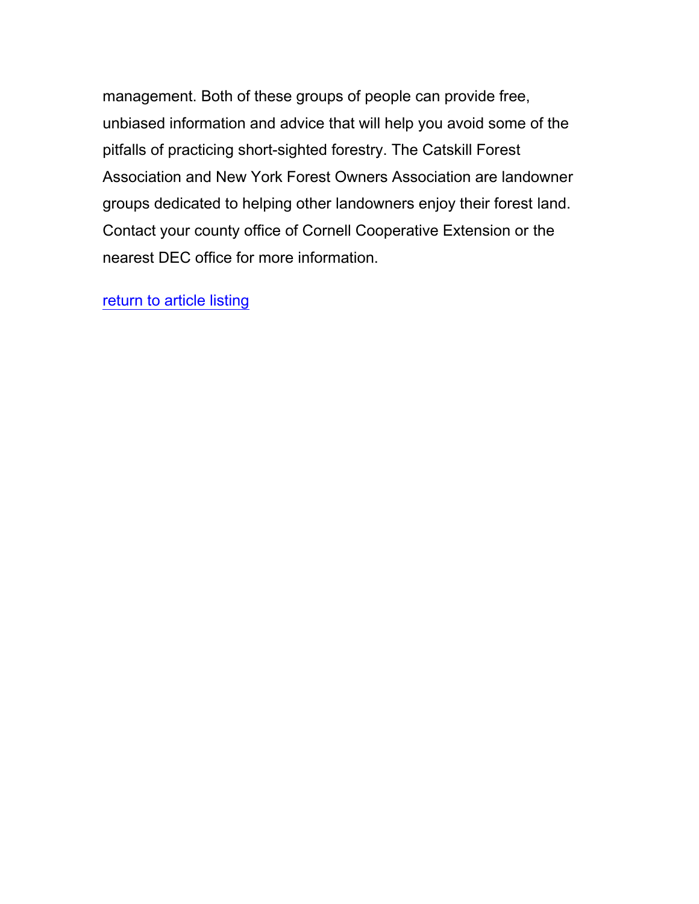management. Both of these groups of people can provide free, unbiased information and advice that will help you avoid some of the pitfalls of practicing short-sighted forestry. The Catskill Forest Association and New York Forest Owners Association are landowner groups dedicated to helping other landowners enjoy their forest land. Contact your county office of Cornell Cooperative Extension or the nearest DEC office for more information.

return to article listing